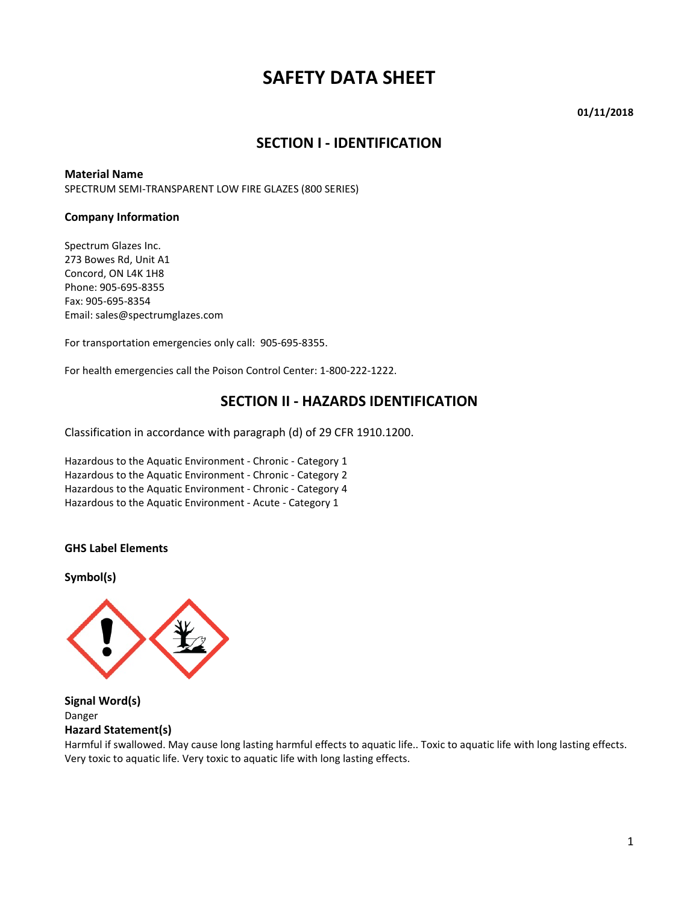# SAFETY DATA SHEET

**01/11/2018**

## SECTION I - IDENTIFICATION

**Material Name**
SPECTRUM SEMI-TRANSPARENT LOW FIRE GLAZES (800 SERIES)

**Company Information**

Spectrum Glazes Inc.
273 Bowes Rd, Unit A1
Concord, ON L4K 1H8
Phone: 905-695-8355
Fax: 905-695-8354
Email: sales@spectrumglazes.com

For transportation emergencies only call: 905-695-8355.

For health emergencies call the Poison Control Center: 1-800-222-1222.

## SECTION II - HAZARDS IDENTIFICATION

Classification in accordance with paragraph (d) of 29 CFR 1910.1200.

Hazardous to the Aquatic Environment - Chronic - Category 1
Hazardous to the Aquatic Environment - Chronic - Category 2
Hazardous to the Aquatic Environment - Chronic - Category 4
Hazardous to the Aquatic Environment - Acute - Category 1

**GHS Label Elements**

**Symbol(s)**

**Signal Word(s)**
Danger

**Hazard Statement(s)**
Harmful if swallowed. May cause long lasting harmful effects to aquatic life.. Toxic to aquatic life with long lasting effects. Very toxic to aquatic life. Very toxic to aquatic life with long lasting effects.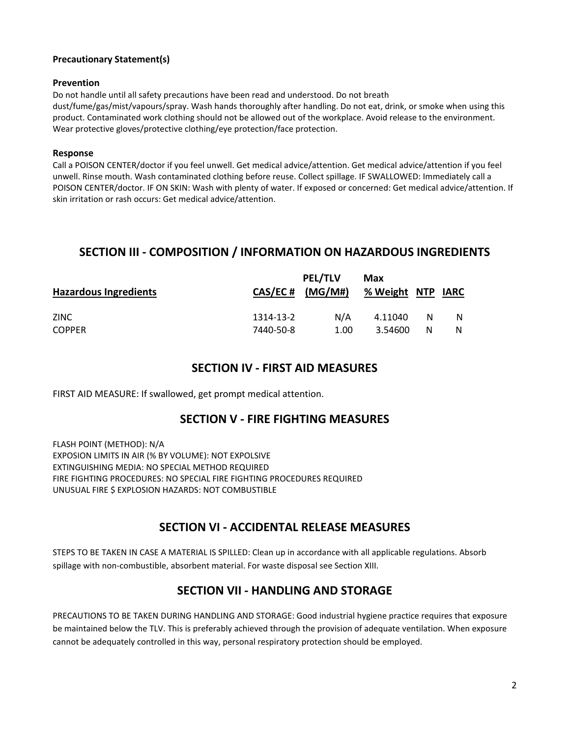**Precautionary Statement(s)**

**Prevention**

Do not handle until all safety precautions have been read and understood. Do not breath dust/fume/gas/mist/vapours/spray. Wash hands thoroughly after handling. Do not eat, drink, or smoke when using this product. Contaminated work clothing should not be allowed out of the workplace. Avoid release to the environment. Wear protective gloves/protective clothing/eye protection/face protection.

**Response**

Call a POISON CENTER/doctor if you feel unwell. Get medical advice/attention. Get medical advice/attention if you feel unwell. Rinse mouth. Wash contaminated clothing before reuse. Collect spillage. IF SWALLOWED: Immediately call a POISON CENTER/doctor. IF ON SKIN: Wash with plenty of water. If exposed or concerned: Get medical advice/attention. If skin irritation or rash occurs: Get medical advice/attention.

## SECTION III - COMPOSITION / INFORMATION ON HAZARDOUS INGREDIENTS

| Hazardous Ingredients | CAS/EC # | PEL/TLV (MG/M#) | Max % Weight | NTP | IARC |
|---|---|---|---|---|---|
| ZINC | 1314-13-2 | N/A | 4.11040 | N | N |
| COPPER | 7440-50-8 | 1.00 | 3.54600 | N | N |

## SECTION IV - FIRST AID MEASURES

FIRST AID MEASURE: If swallowed, get prompt medical attention.

## SECTION V - FIRE FIGHTING MEASURES

FLASH POINT (METHOD): N/A
EXPOSION LIMITS IN AIR (% BY VOLUME): NOT EXPOLSIVE
EXTINGUISHING MEDIA: NO SPECIAL METHOD REQUIRED
FIRE FIGHTING PROCEDURES: NO SPECIAL FIRE FIGHTING PROCEDURES REQUIRED
UNUSUAL FIRE $ EXPLOSION HAZARDS: NOT COMBUSTIBLE

## SECTION VI - ACCIDENTAL RELEASE MEASURES

STEPS TO BE TAKEN IN CASE A MATERIAL IS SPILLED: Clean up in accordance with all applicable regulations. Absorb spillage with non-combustible, absorbent material. For waste disposal see Section XIII.

## SECTION VII - HANDLING AND STORAGE

PRECAUTIONS TO BE TAKEN DURING HANDLING AND STORAGE: Good industrial hygiene practice requires that exposure be maintained below the TLV. This is preferably achieved through the provision of adequate ventilation. When exposure cannot be adequately controlled in this way, personal respiratory protection should be employed.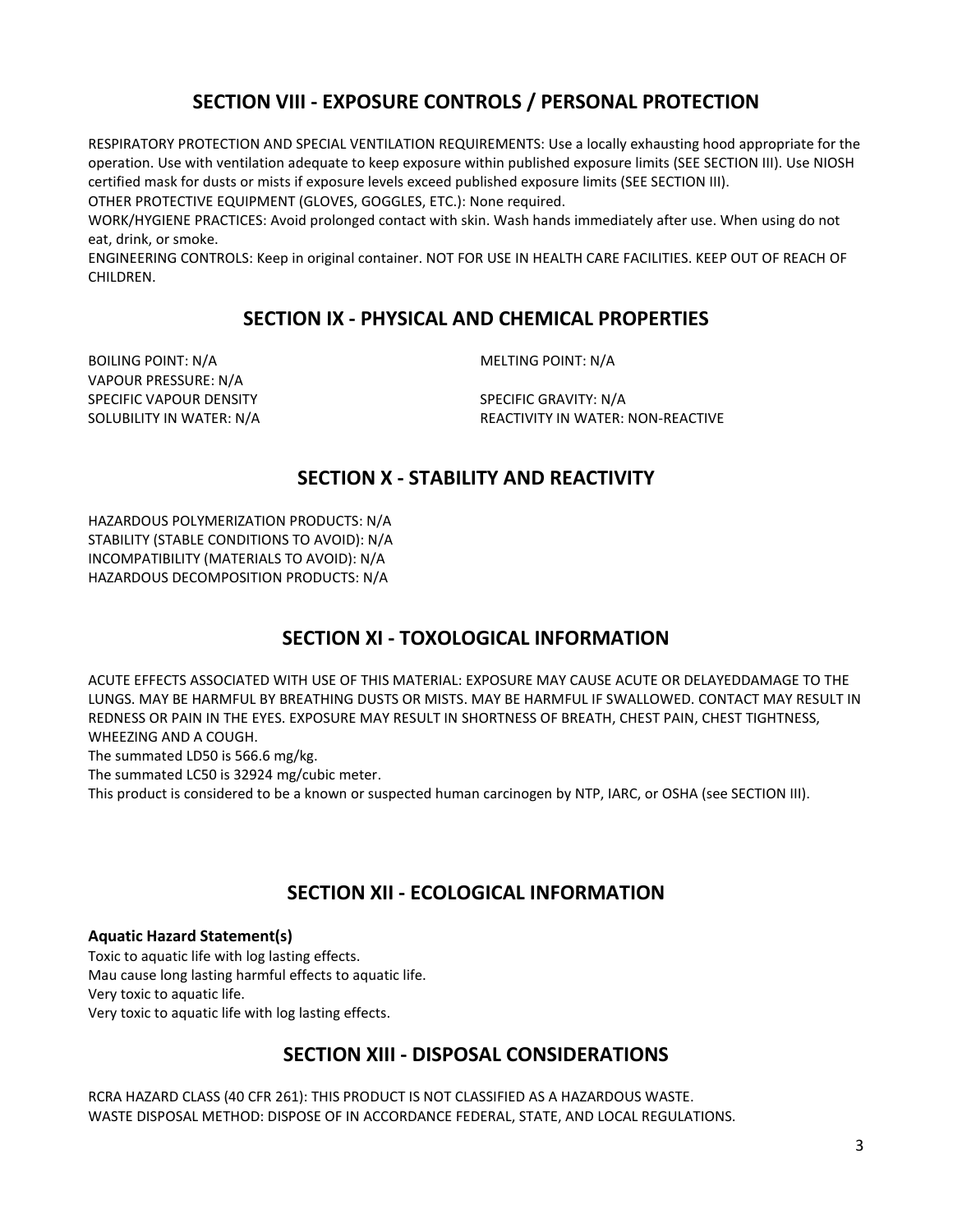## SECTION VIII - EXPOSURE CONTROLS / PERSONAL PROTECTION

RESPIRATORY PROTECTION AND SPECIAL VENTILATION REQUIREMENTS: Use a locally exhausting hood appropriate for the operation. Use with ventilation adequate to keep exposure within published exposure limits (SEE SECTION III). Use NIOSH certified mask for dusts or mists if exposure levels exceed published exposure limits (SEE SECTION III).
OTHER PROTECTIVE EQUIPMENT (GLOVES, GOGGLES, ETC.): None required.
WORK/HYGIENE PRACTICES: Avoid prolonged contact with skin. Wash hands immediately after use. When using do not eat, drink, or smoke.
ENGINEERING CONTROLS: Keep in original container. NOT FOR USE IN HEALTH CARE FACILITIES. KEEP OUT OF REACH OF CHILDREN.

## SECTION IX - PHYSICAL AND CHEMICAL PROPERTIES

BOILING POINT: N/A
MELTING POINT: N/A
VAPOUR PRESSURE: N/A
SPECIFIC VAPOUR DENSITY
SPECIFIC GRAVITY: N/A
SOLUBILITY IN WATER: N/A
REACTIVITY IN WATER: NON-REACTIVE

## SECTION X - STABILITY AND REACTIVITY

HAZARDOUS POLYMERIZATION PRODUCTS: N/A
STABILITY (STABLE CONDITIONS TO AVOID): N/A
INCOMPATIBILITY (MATERIALS TO AVOID): N/A
HAZARDOUS DECOMPOSITION PRODUCTS: N/A

## SECTION XI - TOXOLOGICAL INFORMATION

ACUTE EFFECTS ASSOCIATED WITH USE OF THIS MATERIAL: EXPOSURE MAY CAUSE ACUTE OR DELAYEDDAMAGE TO THE LUNGS. MAY BE HARMFUL BY BREATHING DUSTS OR MISTS. MAY BE HARMFUL IF SWALLOWED. CONTACT MAY RESULT IN REDNESS OR PAIN IN THE EYES. EXPOSURE MAY RESULT IN SHORTNESS OF BREATH, CHEST PAIN, CHEST TIGHTNESS, WHEEZING AND A COUGH.
The summated LD50 is 566.6 mg/kg.
The summated LC50 is 32924 mg/cubic meter.
This product is considered to be a known or suspected human carcinogen by NTP, IARC, or OSHA (see SECTION III).

## SECTION XII - ECOLOGICAL INFORMATION

**Aquatic Hazard Statement(s)**
Toxic to aquatic life with log lasting effects.
Mau cause long lasting harmful effects to aquatic life.
Very toxic to aquatic life.
Very toxic to aquatic life with log lasting effects.

## SECTION XIII - DISPOSAL CONSIDERATIONS

RCRA HAZARD CLASS (40 CFR 261): THIS PRODUCT IS NOT CLASSIFIED AS A HAZARDOUS WASTE.
WASTE DISPOSAL METHOD: DISPOSE OF IN ACCORDANCE FEDERAL, STATE, AND LOCAL REGULATIONS.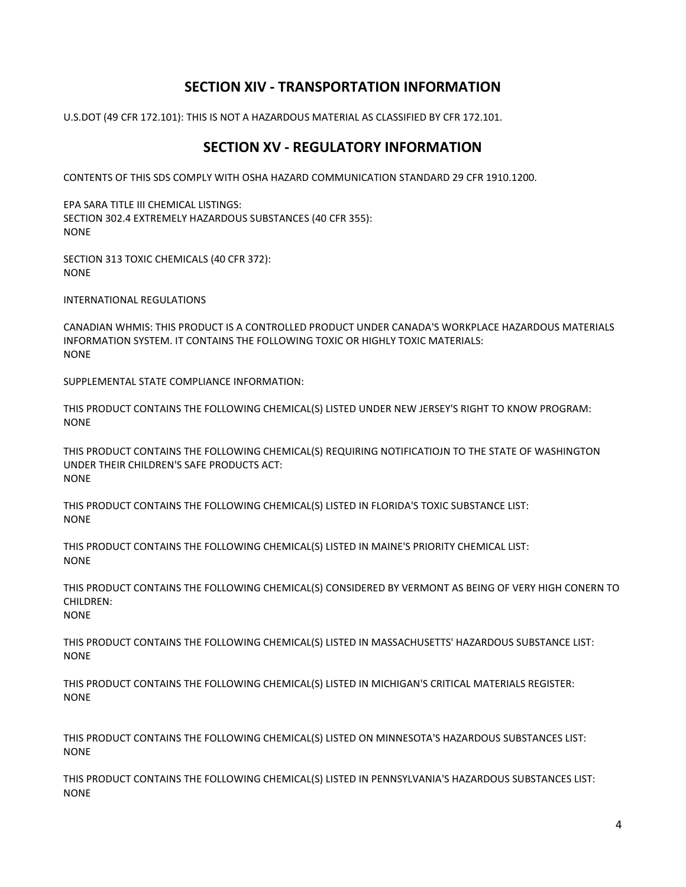## SECTION XIV - TRANSPORTATION INFORMATION

U.S.DOT (49 CFR 172.101): THIS IS NOT A HAZARDOUS MATERIAL AS CLASSIFIED BY CFR 172.101.

## SECTION XV - REGULATORY INFORMATION

CONTENTS OF THIS SDS COMPLY WITH OSHA HAZARD COMMUNICATION STANDARD 29 CFR 1910.1200.

EPA SARA TITLE III CHEMICAL LISTINGS:
SECTION 302.4 EXTREMELY HAZARDOUS SUBSTANCES (40 CFR 355):
NONE

SECTION 313 TOXIC CHEMICALS (40 CFR 372):
NONE

INTERNATIONAL REGULATIONS

CANADIAN WHMIS: THIS PRODUCT IS A CONTROLLED PRODUCT UNDER CANADA'S WORKPLACE HAZARDOUS MATERIALS INFORMATION SYSTEM. IT CONTAINS THE FOLLOWING TOXIC OR HIGHLY TOXIC MATERIALS:
NONE

SUPPLEMENTAL STATE COMPLIANCE INFORMATION:

THIS PRODUCT CONTAINS THE FOLLOWING CHEMICAL(S) LISTED UNDER NEW JERSEY'S RIGHT TO KNOW PROGRAM:
NONE

THIS PRODUCT CONTAINS THE FOLLOWING CHEMICAL(S) REQUIRING NOTIFICATIOJN TO THE STATE OF WASHINGTON UNDER THEIR CHILDREN'S SAFE PRODUCTS ACT:
NONE

THIS PRODUCT CONTAINS THE FOLLOWING CHEMICAL(S) LISTED IN FLORIDA'S TOXIC SUBSTANCE LIST:
NONE

THIS PRODUCT CONTAINS THE FOLLOWING CHEMICAL(S) LISTED IN MAINE'S PRIORITY CHEMICAL LIST:
NONE

THIS PRODUCT CONTAINS THE FOLLOWING CHEMICAL(S) CONSIDERED BY VERMONT AS BEING OF VERY HIGH CONERN TO CHILDREN:
NONE

THIS PRODUCT CONTAINS THE FOLLOWING CHEMICAL(S) LISTED IN MASSACHUSETTS' HAZARDOUS SUBSTANCE LIST:
NONE

THIS PRODUCT CONTAINS THE FOLLOWING CHEMICAL(S) LISTED IN MICHIGAN'S CRITICAL MATERIALS REGISTER:
NONE

THIS PRODUCT CONTAINS THE FOLLOWING CHEMICAL(S) LISTED ON MINNESOTA'S HAZARDOUS SUBSTANCES LIST:
NONE

THIS PRODUCT CONTAINS THE FOLLOWING CHEMICAL(S) LISTED IN PENNSYLVANIA'S HAZARDOUS SUBSTANCES LIST:
NONE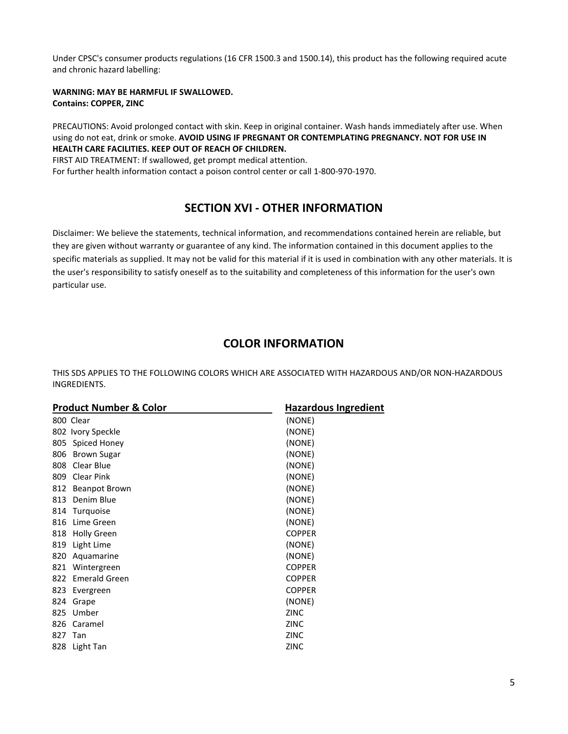Under CPSC's consumer products regulations (16 CFR 1500.3 and 1500.14), this product has the following required acute and chronic hazard labelling:

**WARNING: MAY BE HARMFUL IF SWALLOWED.**
**Contains: COPPER, ZINC**

PRECAUTIONS: Avoid prolonged contact with skin. Keep in original container. Wash hands immediately after use. When using do not eat, drink or smoke. **AVOID USING IF PREGNANT OR CONTEMPLATING PREGNANCY. NOT FOR USE IN HEALTH CARE FACILITIES. KEEP OUT OF REACH OF CHILDREN.**
FIRST AID TREATMENT: If swallowed, get prompt medical attention.
For further health information contact a poison control center or call 1-800-970-1970.

## SECTION XVI - OTHER INFORMATION

Disclaimer: We believe the statements, technical information, and recommendations contained herein are reliable, but they are given without warranty or guarantee of any kind. The information contained in this document applies to the specific materials as supplied. It may not be valid for this material if it is used in combination with any other materials. It is the user's responsibility to satisfy oneself as to the suitability and completeness of this information for the user's own particular use.

## COLOR INFORMATION

THIS SDS APPLIES TO THE FOLLOWING COLORS WHICH ARE ASSOCIATED WITH HAZARDOUS AND/OR NON-HAZARDOUS INGREDIENTS.

| Product Number & Color | Hazardous Ingredient |
|---|---|
| 800 Clear | (NONE) |
| 802 Ivory Speckle | (NONE) |
| 805 Spiced Honey | (NONE) |
| 806 Brown Sugar | (NONE) |
| 808 Clear Blue | (NONE) |
| 809 Clear Pink | (NONE) |
| 812 Beanpot Brown | (NONE) |
| 813 Denim Blue | (NONE) |
| 814 Turquoise | (NONE) |
| 816 Lime Green | (NONE) |
| 818 Holly Green | COPPER |
| 819 Light Lime | (NONE) |
| 820 Aquamarine | (NONE) |
| 821 Wintergreen | COPPER |
| 822 Emerald Green | COPPER |
| 823 Evergreen | COPPER |
| 824 Grape | (NONE) |
| 825 Umber | ZINC |
| 826 Caramel | ZINC |
| 827 Tan | ZINC |
| 828 Light Tan | ZINC |